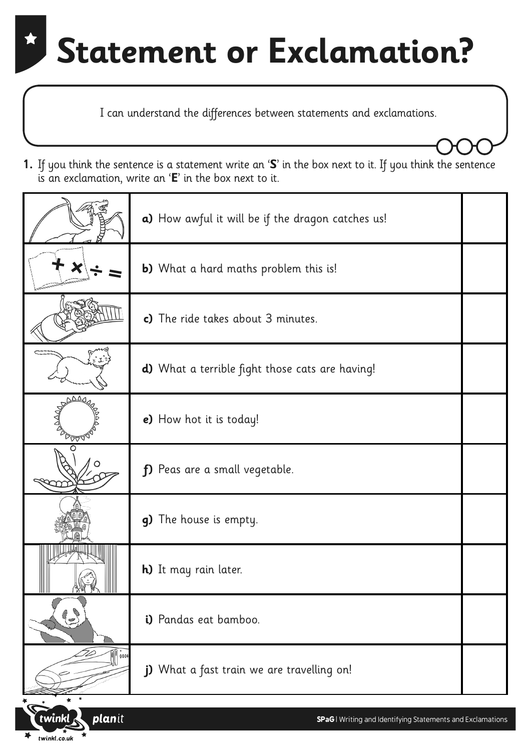# Statement or Exclamation?

I can understand the differences between statements and exclamations.

**1.** If you think the sentence is a statement write an '**S**' in the box next to it. If you think the sentence is an exclamation, write an '**E**' in the box next to it.

| | | |
|---|---|---|
| | **a)** How awful it will be if the dragon catches us! | |
| | **b)** What a hard maths problem this is! | |
| | **c)** The ride takes about 3 minutes. | |
| | **d)** What a terrible fight those cats are having! | |
| | **e)** How hot it is today! | |
| | **f)** Peas are a small vegetable. | |
| | **g)** The house is empty. | |
| | **h)** It may rain later. | |
| | **i)** Pandas eat bamboo. | |
| | **j)** What a fast train we are travelling on! | |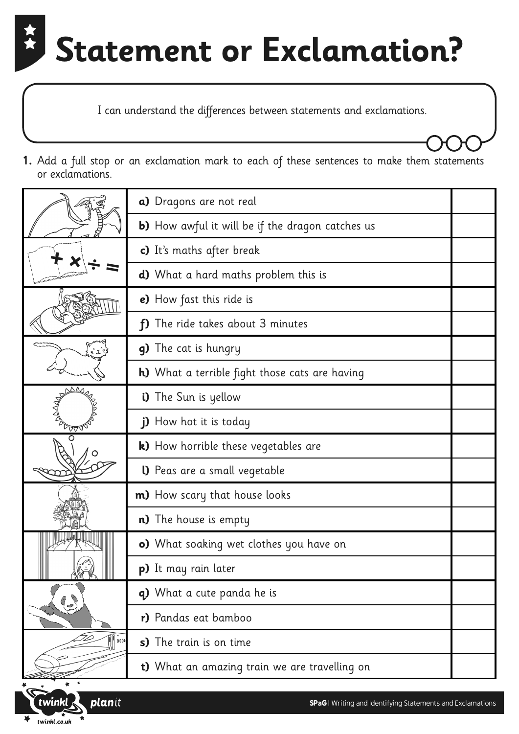# Statement or Exclamation?

I can understand the differences between statements and exclamations.

**1.** Add a full stop or an exclamation mark to each of these sentences to make them statements or exclamations.

| | Sentence | |
|---|---|---|
| | **a)** Dragons are not real | |
| | **b)** How awful it will be if the dragon catches us | |
| | **c)** It's maths after break | |
| | **d)** What a hard maths problem this is | |
| | **e)** How fast this ride is | |
| | **f)** The ride takes about 3 minutes | |
| | **g)** The cat is hungry | |
| | **h)** What a terrible fight those cats are having | |
| | **i)** The Sun is yellow | |
| | **j)** How hot it is today | |
| | **k)** How horrible these vegetables are | |
| | **l)** Peas are a small vegetable | |
| | **m)** How scary that house looks | |
| | **n)** The house is empty | |
| | **o)** What soaking wet clothes you have on | |
| | **p)** It may rain later | |
| | **q)** What a cute panda he is | |
| | **r)** Pandas eat bamboo | |
| | **s)** The train is on time | |
| | **t)** What an amazing train we are travelling on | |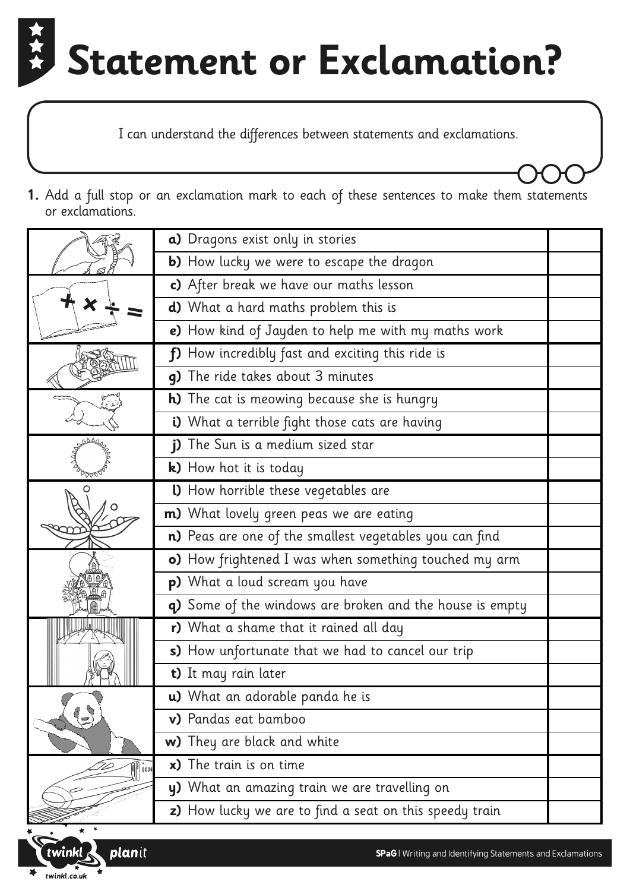# Statement or Exclamation?

I can understand the differences between statements and exclamations.

**1.** Add a full stop or an exclamation mark to each of these sentences to make them statements or exclamations.

| | Sentence | |
|---|---|---|
| | **a)** Dragons exist only in stories | |
| | **b)** How lucky we were to escape the dragon | |
| | **c)** After break we have our maths lesson | |
| | **d)** What a hard maths problem this is | |
| | **e)** How kind of Jayden to help me with my maths work | |
| | **f)** How incredibly fast and exciting this ride is | |
| | **g)** The ride takes about 3 minutes | |
| | **h)** The cat is meowing because she is hungry | |
| | **i)** What a terrible fight those cats are having | |
| | **j)** The Sun is a medium sized star | |
| | **k)** How hot it is today | |
| | **l)** How horrible these vegetables are | |
| | **m)** What lovely green peas we are eating | |
| | **n)** Peas are one of the smallest vegetables you can find | |
| | **o)** How frightened I was when something touched my arm | |
| | **p)** What a loud scream you have | |
| | **q)** Some of the windows are broken and the house is empty | |
| | **r)** What a shame that it rained all day | |
| | **s)** How unfortunate that we had to cancel our trip | |
| | **t)** It may rain later | |
| | **u)** What an adorable panda he is | |
| | **v)** Pandas eat bamboo | |
| | **w)** They are black and white | |
| | **x)** The train is on time | |
| | **y)** What an amazing train we are travelling on | |
| | **z)** How lucky we are to find a seat on this speedy train | |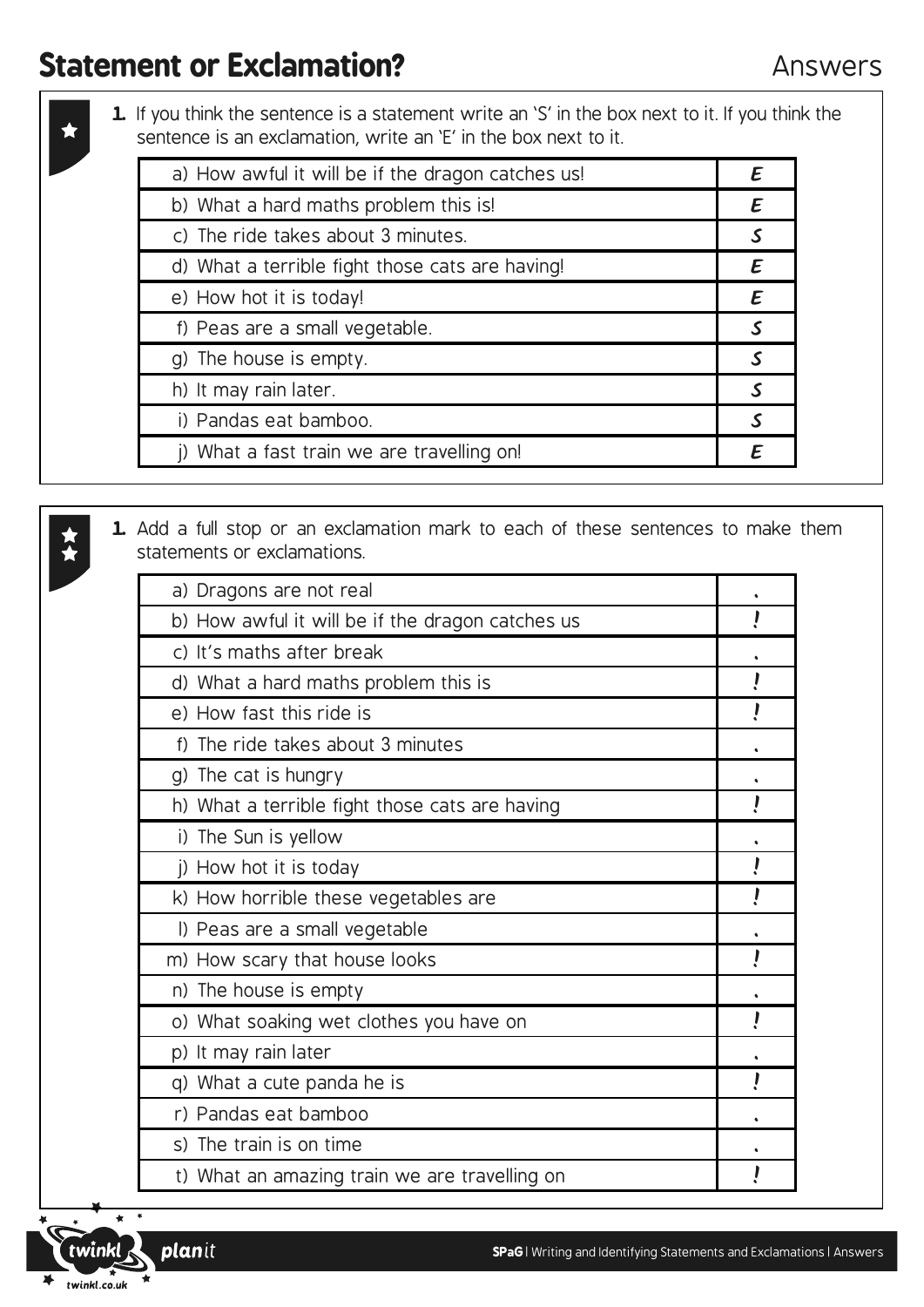# Statement or Exclamation?

Answers

★

**1.** If you think the sentence is a statement write an 'S' in the box next to it. If you think the sentence is an exclamation, write an 'E' in the box next to it.

| | |
|---|---|
| a) How awful it will be if the dragon catches us! | E |
| b) What a hard maths problem this is! | E |
| c) The ride takes about 3 minutes. | S |
| d) What a terrible fight those cats are having! | E |
| e) How hot it is today! | E |
| f) Peas are a small vegetable. | S |
| g) The house is empty. | S |
| h) It may rain later. | S |
| i) Pandas eat bamboo. | S |
| j) What a fast train we are travelling on! | E |

★★

**1.** Add a full stop or an exclamation mark to each of these sentences to make them statements or exclamations.

| | |
|---|---|
| a) Dragons are not real | . |
| b) How awful it will be if the dragon catches us | ! |
| c) It's maths after break | . |
| d) What a hard maths problem this is | ! |
| e) How fast this ride is | ! |
| f) The ride takes about 3 minutes | . |
| g) The cat is hungry | . |
| h) What a terrible fight those cats are having | ! |
| i) The Sun is yellow | . |
| j) How hot it is today | ! |
| k) How horrible these vegetables are | ! |
| l) Peas are a small vegetable | . |
| m) How scary that house looks | ! |
| n) The house is empty | . |
| o) What soaking wet clothes you have on | ! |
| p) It may rain later | . |
| q) What a cute panda he is | ! |
| r) Pandas eat bamboo | . |
| s) The train is on time | . |
| t) What an amazing train we are travelling on | ! |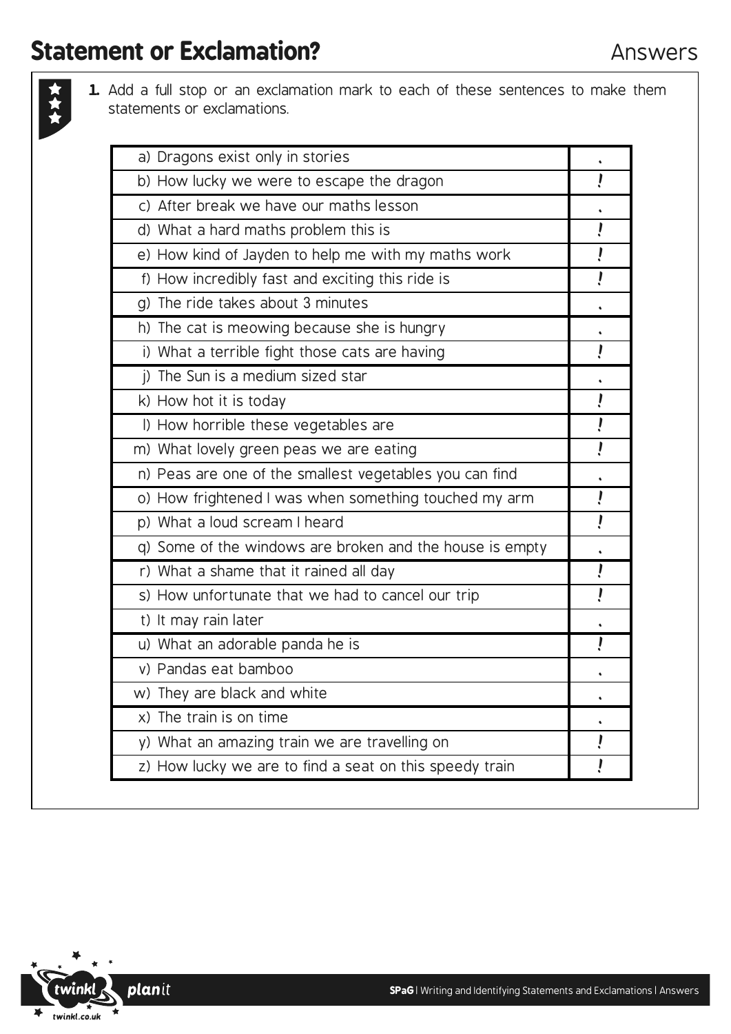# Statement or Exclamation?

Answers

1. Add a full stop or an exclamation mark to each of these sentences to make them statements or exclamations.

| | |
|---|---|
| a) Dragons exist only in stories | . |
| b) How lucky we were to escape the dragon | ! |
| c) After break we have our maths lesson | . |
| d) What a hard maths problem this is | ! |
| e) How kind of Jayden to help me with my maths work | ! |
| f) How incredibly fast and exciting this ride is | ! |
| g) The ride takes about 3 minutes | . |
| h) The cat is meowing because she is hungry | . |
| i) What a terrible fight those cats are having | ! |
| j) The Sun is a medium sized star | . |
| k) How hot it is today | ! |
| l) How horrible these vegetables are | ! |
| m) What lovely green peas we are eating | ! |
| n) Peas are one of the smallest vegetables you can find | . |
| o) How frightened I was when something touched my arm | ! |
| p) What a loud scream I heard | ! |
| q) Some of the windows are broken and the house is empty | . |
| r) What a shame that it rained all day | ! |
| s) How unfortunate that we had to cancel our trip | ! |
| t) It may rain later | . |
| u) What an adorable panda he is | ! |
| v) Pandas eat bamboo | . |
| w) They are black and white | . |
| x) The train is on time | . |
| y) What an amazing train we are travelling on | ! |
| z) How lucky we are to find a seat on this speedy train | ! |